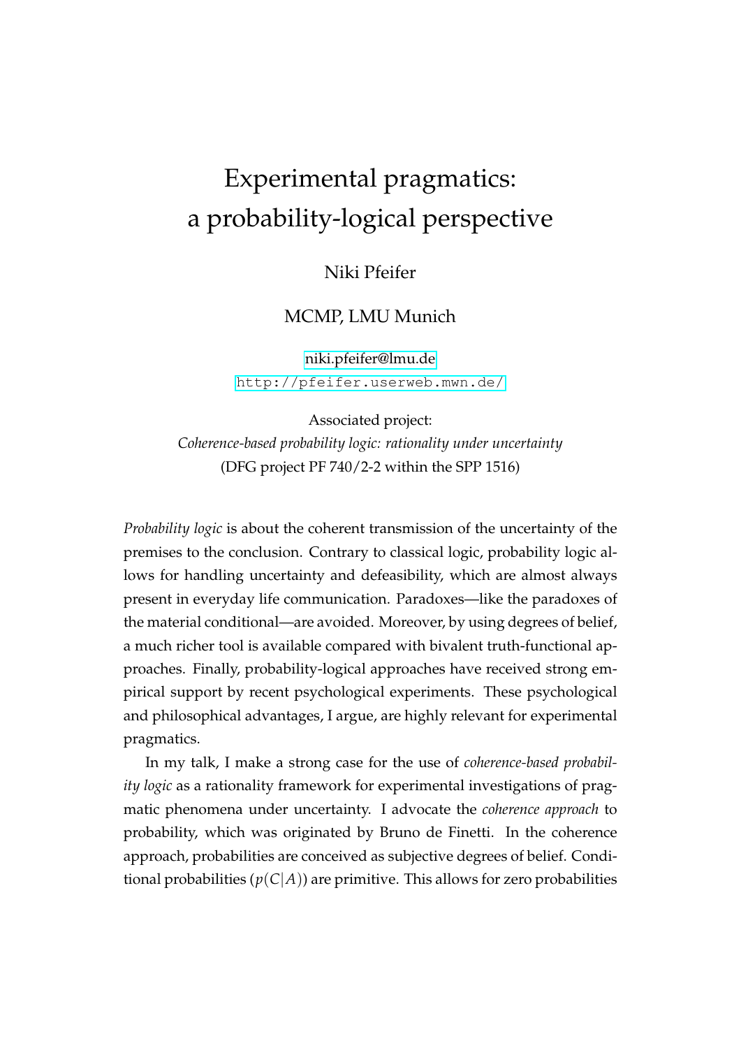# Experimental pragmatics: a probability-logical perspective

Niki Pfeifer

MCMP, LMU Munich

niki.pfeifer@lmu.de

http://pfeifer.userweb.mwn.de/

Associated project:

*Coherence-based probability logic: rationality under uncertainty*

(DFG project PF 740/2-2 within the SPP 1516)

*Probability logic* is about the coherent transmission of the uncertainty of the premises to the conclusion. Contrary to classical logic, probability logic allows for handling uncertainty and defeasibility, which are almost always present in everyday life communication. Paradoxes—like the paradoxes of the material conditional—are avoided. Moreover, by using degrees of belief, a much richer tool is available compared with bivalent truth-functional approaches. Finally, probability-logical approaches have received strong empirical support by recent psychological experiments. These psychological and philosophical advantages, I argue, are highly relevant for experimental pragmatics.

In my talk, I make a strong case for the use of *coherence-based probability logic* as a rationality framework for experimental investigations of pragmatic phenomena under uncertainty. I advocate the *coherence approach* to probability, which was originated by Bruno de Finetti. In the coherence approach, probabilities are conceived as subjective degrees of belief. Conditional probabilities ($p(C|A)$) are primitive. This allows for zero probabilities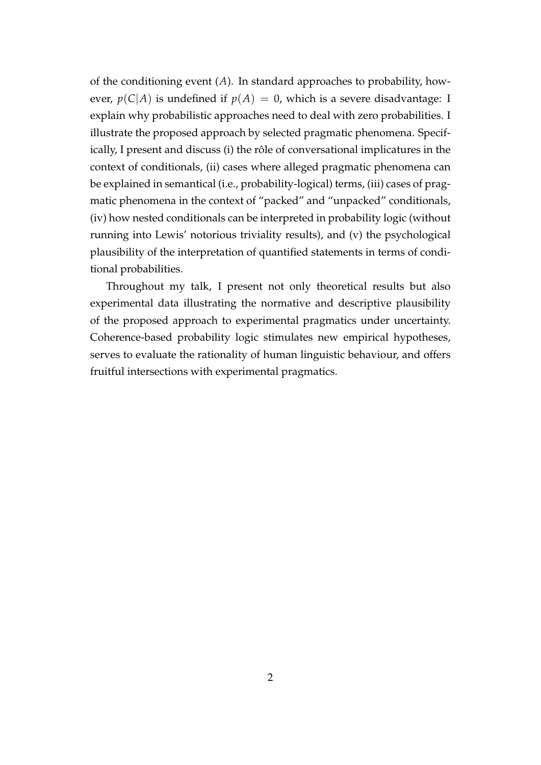of the conditioning event ($A$). In standard approaches to probability, however, $p(C|A)$ is undefined if $p(A) = 0$, which is a severe disadvantage: I explain why probabilistic approaches need to deal with zero probabilities. I illustrate the proposed approach by selected pragmatic phenomena. Specifically, I present and discuss (i) the rôle of conversational implicatures in the context of conditionals, (ii) cases where alleged pragmatic phenomena can be explained in semantical (i.e., probability-logical) terms, (iii) cases of pragmatic phenomena in the context of "packed" and "unpacked" conditionals, (iv) how nested conditionals can be interpreted in probability logic (without running into Lewis' notorious triviality results), and (v) the psychological plausibility of the interpretation of quantified statements in terms of conditional probabilities.

Throughout my talk, I present not only theoretical results but also experimental data illustrating the normative and descriptive plausibility of the proposed approach to experimental pragmatics under uncertainty. Coherence-based probability logic stimulates new empirical hypotheses, serves to evaluate the rationality of human linguistic behaviour, and offers fruitful intersections with experimental pragmatics.